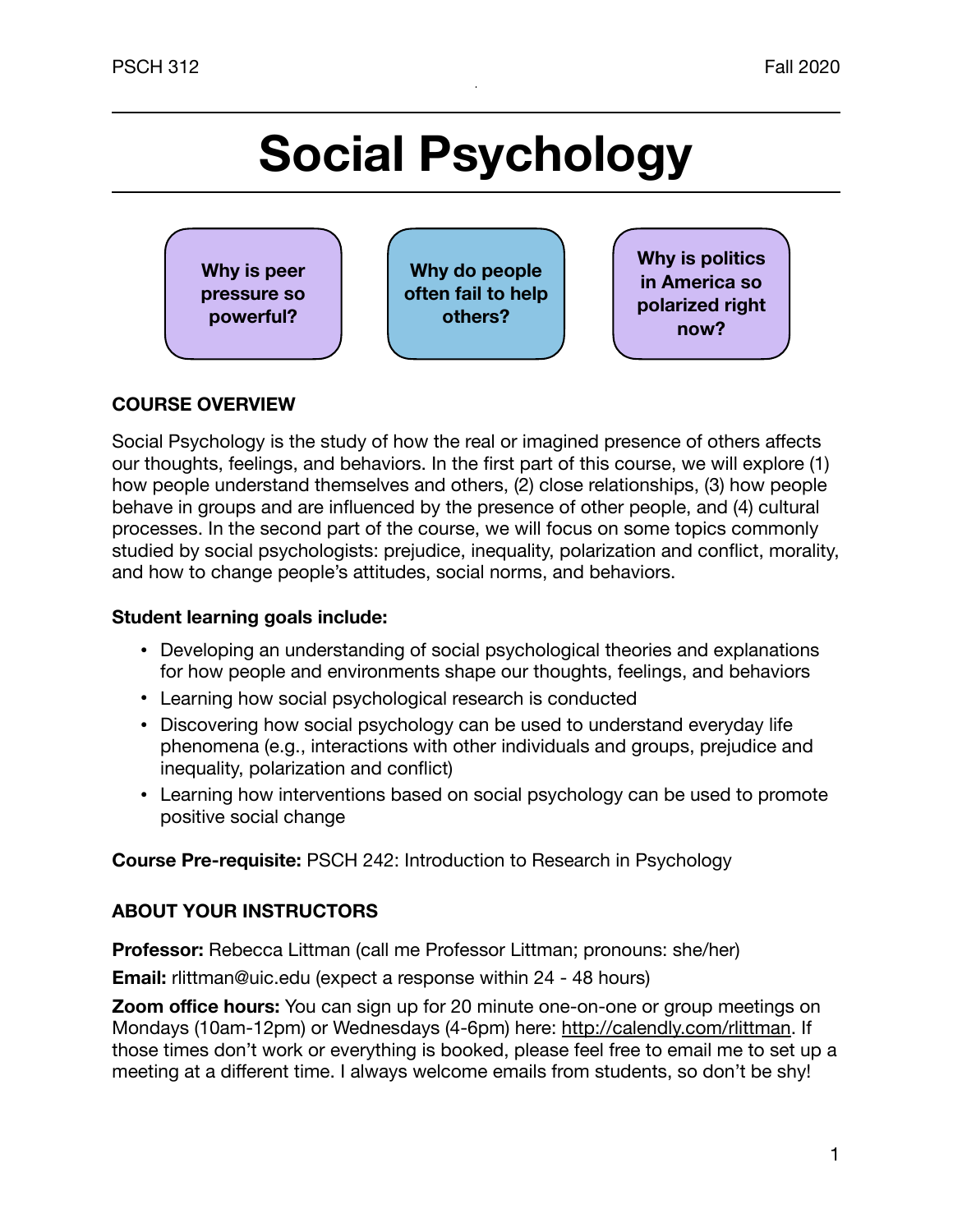# Social Psychology

**Why is peer pressure so powerful?**

**Why do people often fail to help others?**

**Why is politics in America so polarized right now?**

## COURSE OVERVIEW

Social Psychology is the study of how the real or imagined presence of others affects our thoughts, feelings, and behaviors. In the first part of this course, we will explore (1) how people understand themselves and others, (2) close relationships, (3) how people behave in groups and are influenced by the presence of other people, and (4) cultural processes. In the second part of the course, we will focus on some topics commonly studied by social psychologists: prejudice, inequality, polarization and conflict, morality, and how to change people's attitudes, social norms, and behaviors.

**Student learning goals include:**

- Developing an understanding of social psychological theories and explanations for how people and environments shape our thoughts, feelings, and behaviors
- Learning how social psychological research is conducted
- Discovering how social psychology can be used to understand everyday life phenomena (e.g., interactions with other individuals and groups, prejudice and inequality, polarization and conflict)
- Learning how interventions based on social psychology can be used to promote positive social change

**Course Pre-requisite:** PSCH 242: Introduction to Research in Psychology

## ABOUT YOUR INSTRUCTORS

**Professor:** Rebecca Littman (call me Professor Littman; pronouns: she/her)

**Email:** rlittman@uic.edu (expect a response within 24 - 48 hours)

**Zoom office hours:** You can sign up for 20 minute one-on-one or group meetings on Mondays (10am-12pm) or Wednesdays (4-6pm) here: http://calendly.com/rlittman. If those times don't work or everything is booked, please feel free to email me to set up a meeting at a different time. I always welcome emails from students, so don't be shy!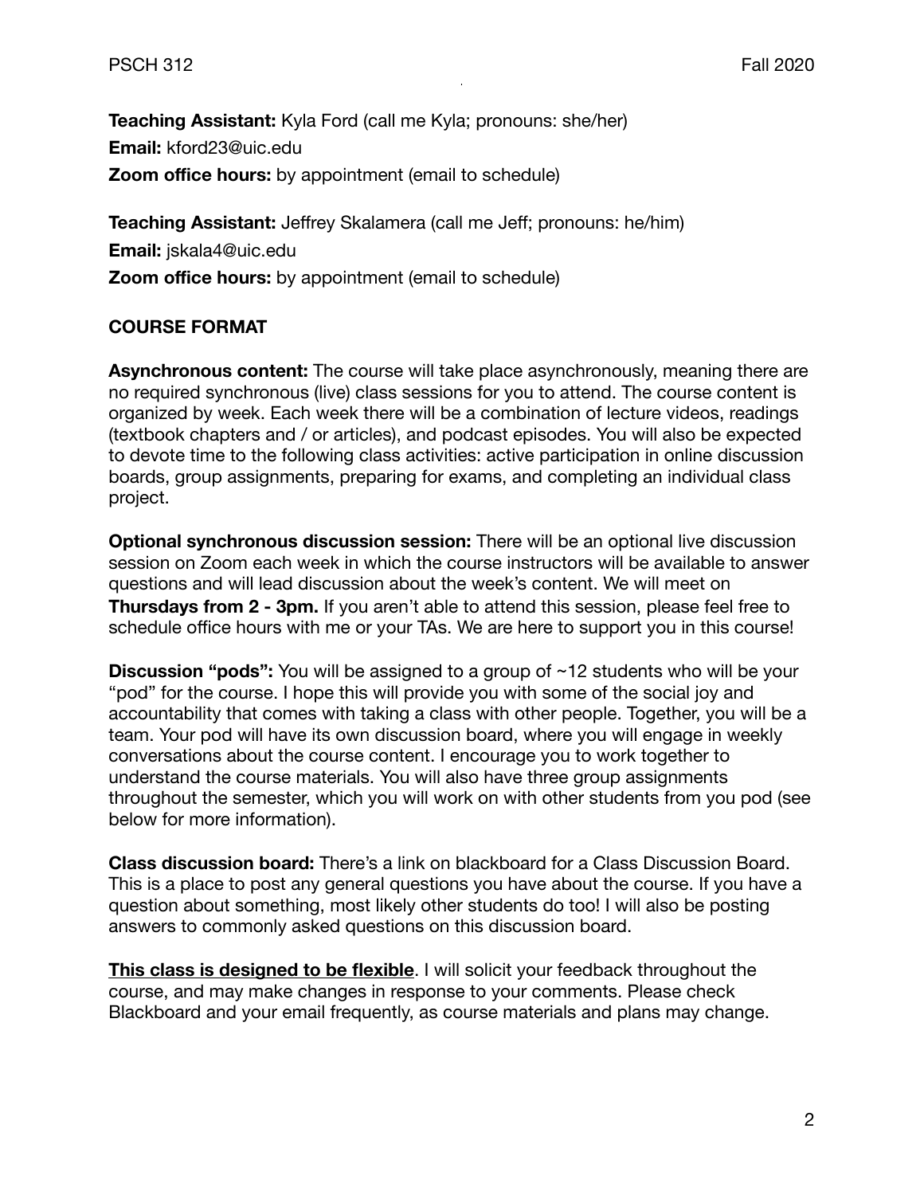**Teaching Assistant:** Kyla Ford (call me Kyla; pronouns: she/her)
**Email:** kford23@uic.edu
**Zoom office hours:** by appointment (email to schedule)

**Teaching Assistant:** Jeffrey Skalamera (call me Jeff; pronouns: he/him)
**Email:** jskala4@uic.edu
**Zoom office hours:** by appointment (email to schedule)

## COURSE FORMAT

**Asynchronous content:** The course will take place asynchronously, meaning there are no required synchronous (live) class sessions for you to attend. The course content is organized by week. Each week there will be a combination of lecture videos, readings (textbook chapters and / or articles), and podcast episodes. You will also be expected to devote time to the following class activities: active participation in online discussion boards, group assignments, preparing for exams, and completing an individual class project.

**Optional synchronous discussion session:** There will be an optional live discussion session on Zoom each week in which the course instructors will be available to answer questions and will lead discussion about the week's content. We will meet on **Thursdays from 2 - 3pm.** If you aren't able to attend this session, please feel free to schedule office hours with me or your TAs. We are here to support you in this course!

**Discussion "pods":** You will be assigned to a group of ~12 students who will be your "pod" for the course. I hope this will provide you with some of the social joy and accountability that comes with taking a class with other people. Together, you will be a team. Your pod will have its own discussion board, where you will engage in weekly conversations about the course content. I encourage you to work together to understand the course materials. You will also have three group assignments throughout the semester, which you will work on with other students from you pod (see below for more information).

**Class discussion board:** There's a link on blackboard for a Class Discussion Board. This is a place to post any general questions you have about the course. If you have a question about something, most likely other students do too! I will also be posting answers to commonly asked questions on this discussion board.

**<u>This class is designed to be flexible</u>**. I will solicit your feedback throughout the course, and may make changes in response to your comments. Please check Blackboard and your email frequently, as course materials and plans may change.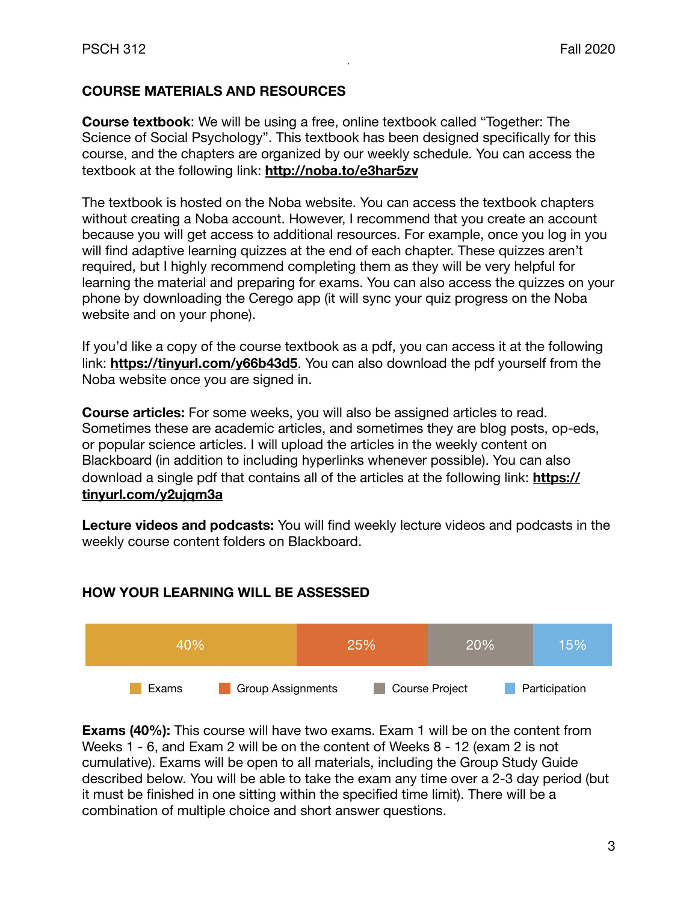## COURSE MATERIALS AND RESOURCES

**Course textbook**: We will be using a free, online textbook called "Together: The Science of Social Psychology". This textbook has been designed specifically for this course, and the chapters are organized by our weekly schedule. You can access the textbook at the following link: **http://noba.to/e3har5zv**

The textbook is hosted on the Noba website. You can access the textbook chapters without creating a Noba account. However, I recommend that you create an account because you will get access to additional resources. For example, once you log in you will find adaptive learning quizzes at the end of each chapter. These quizzes aren't required, but I highly recommend completing them as they will be very helpful for learning the material and preparing for exams. You can also access the quizzes on your phone by downloading the Cerego app (it will sync your quiz progress on the Noba website and on your phone).

If you'd like a copy of the course textbook as a pdf, you can access it at the following link: **https://tinyurl.com/y66b43d5**. You can also download the pdf yourself from the Noba website once you are signed in.

**Course articles:** For some weeks, you will also be assigned articles to read. Sometimes these are academic articles, and sometimes they are blog posts, op-eds, or popular science articles. I will upload the articles in the weekly content on Blackboard (in addition to including hyperlinks whenever possible). You can also download a single pdf that contains all of the articles at the following link: **https://tinyurl.com/y2ujqm3a**

**Lecture videos and podcasts:** You will find weekly lecture videos and podcasts in the weekly course content folders on Blackboard.

## HOW YOUR LEARNING WILL BE ASSESSED

| Exams | Group Assignments | Course Project | Participation |
|---|---|---|---|
| 40% | 25% | 20% | 15% |

**Exams (40%):** This course will have two exams. Exam 1 will be on the content from Weeks 1 - 6, and Exam 2 will be on the content of Weeks 8 - 12 (exam 2 is not cumulative). Exams will be open to all materials, including the Group Study Guide described below. You will be able to take the exam any time over a 2-3 day period (but it must be finished in one sitting within the specified time limit). There will be a combination of multiple choice and short answer questions.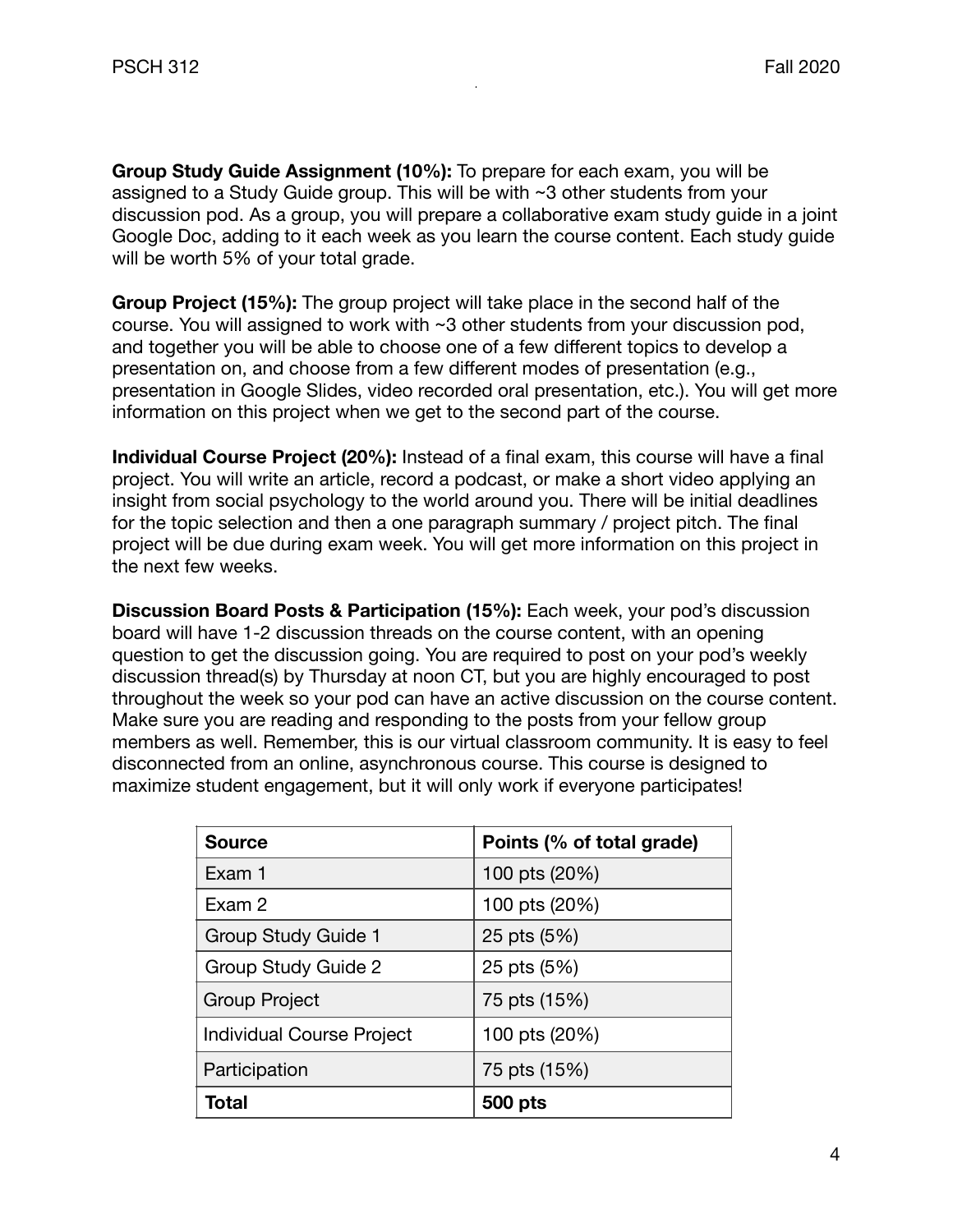**Group Study Guide Assignment (10%):** To prepare for each exam, you will be assigned to a Study Guide group. This will be with ~3 other students from your discussion pod. As a group, you will prepare a collaborative exam study guide in a joint Google Doc, adding to it each week as you learn the course content. Each study guide will be worth 5% of your total grade.

**Group Project (15%):** The group project will take place in the second half of the course. You will assigned to work with ~3 other students from your discussion pod, and together you will be able to choose one of a few different topics to develop a presentation on, and choose from a few different modes of presentation (e.g., presentation in Google Slides, video recorded oral presentation, etc.). You will get more information on this project when we get to the second part of the course.

**Individual Course Project (20%):** Instead of a final exam, this course will have a final project. You will write an article, record a podcast, or make a short video applying an insight from social psychology to the world around you. There will be initial deadlines for the topic selection and then a one paragraph summary / project pitch. The final project will be due during exam week. You will get more information on this project in the next few weeks.

**Discussion Board Posts & Participation (15%):** Each week, your pod's discussion board will have 1-2 discussion threads on the course content, with an opening question to get the discussion going. You are required to post on your pod's weekly discussion thread(s) by Thursday at noon CT, but you are highly encouraged to post throughout the week so your pod can have an active discussion on the course content. Make sure you are reading and responding to the posts from your fellow group members as well. Remember, this is our virtual classroom community. It is easy to feel disconnected from an online, asynchronous course. This course is designed to maximize student engagement, but it will only work if everyone participates!

| Source | Points (% of total grade) |
|---|---|
| Exam 1 | 100 pts (20%) |
| Exam 2 | 100 pts (20%) |
| Group Study Guide 1 | 25 pts (5%) |
| Group Study Guide 2 | 25 pts (5%) |
| Group Project | 75 pts (15%) |
| Individual Course Project | 100 pts (20%) |
| Participation | 75 pts (15%) |
| **Total** | **500 pts** |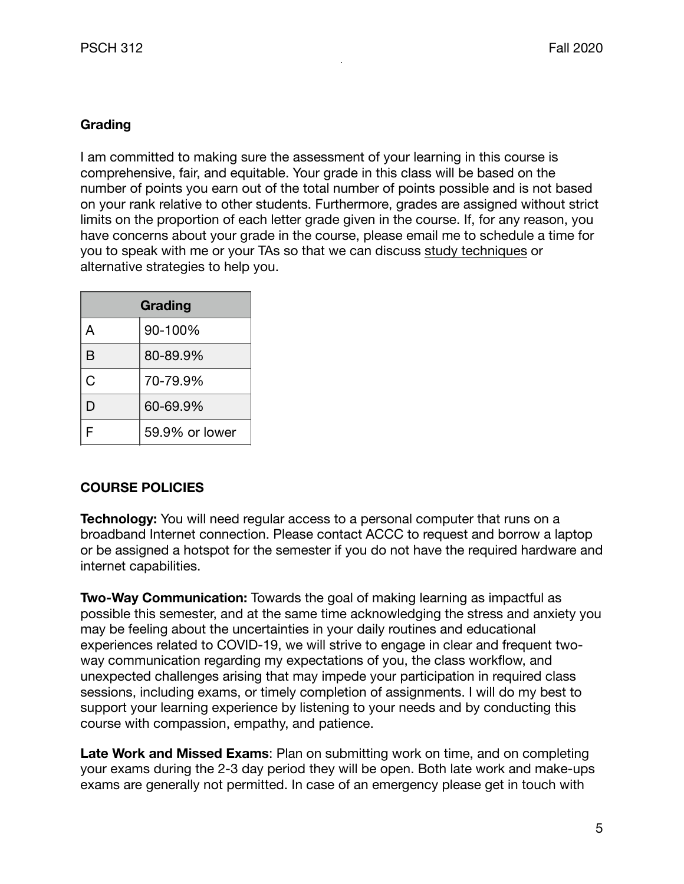**Grading**

I am committed to making sure the assessment of your learning in this course is comprehensive, fair, and equitable. Your grade in this class will be based on the number of points you earn out of the total number of points possible and is not based on your rank relative to other students. Furthermore, grades are assigned without strict limits on the proportion of each letter grade given in the course. If, for any reason, you have concerns about your grade in the course, please email me to schedule a time for you to speak with me or your TAs so that we can discuss study techniques or alternative strategies to help you.

| Grading | |
|---|---|
| A | 90-100% |
| B | 80-89.9% |
| C | 70-79.9% |
| D | 60-69.9% |
| F | 59.9% or lower |

**COURSE POLICIES**

**Technology:** You will need regular access to a personal computer that runs on a broadband Internet connection. Please contact ACCC to request and borrow a laptop or be assigned a hotspot for the semester if you do not have the required hardware and internet capabilities.

**Two-Way Communication:** Towards the goal of making learning as impactful as possible this semester, and at the same time acknowledging the stress and anxiety you may be feeling about the uncertainties in your daily routines and educational experiences related to COVID-19, we will strive to engage in clear and frequent two-way communication regarding my expectations of you, the class workflow, and unexpected challenges arising that may impede your participation in required class sessions, including exams, or timely completion of assignments. I will do my best to support your learning experience by listening to your needs and by conducting this course with compassion, empathy, and patience.

**Late Work and Missed Exams**: Plan on submitting work on time, and on completing your exams during the 2-3 day period they will be open. Both late work and make-ups exams are generally not permitted. In case of an emergency please get in touch with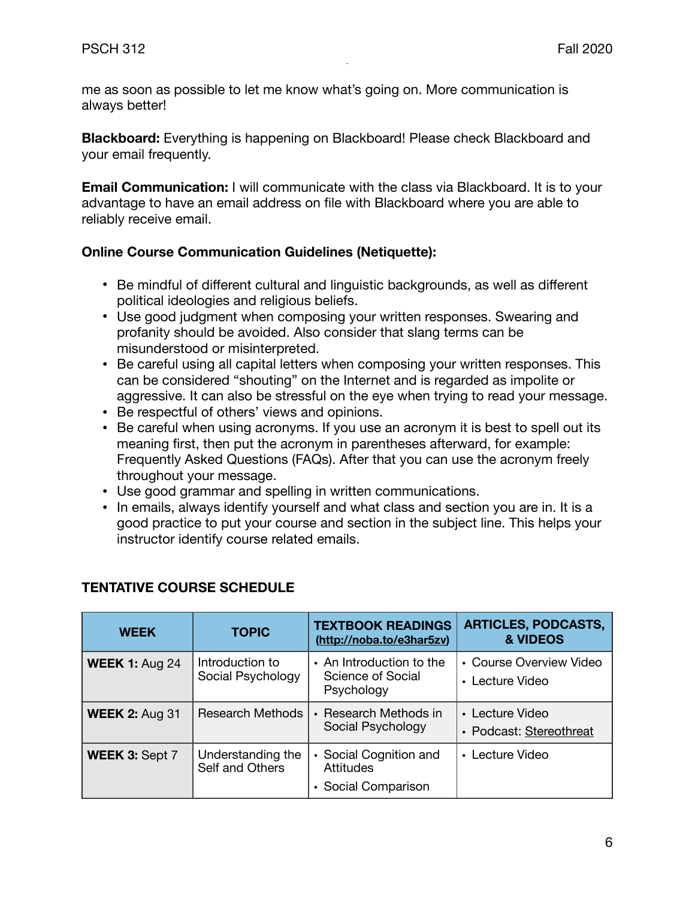me as soon as possible to let me know what's going on. More communication is always better!

**Blackboard:** Everything is happening on Blackboard! Please check Blackboard and your email frequently.

**Email Communication:** I will communicate with the class via Blackboard. It is to your advantage to have an email address on file with Blackboard where you are able to reliably receive email.

**Online Course Communication Guidelines (Netiquette):**

- Be mindful of different cultural and linguistic backgrounds, as well as different political ideologies and religious beliefs.
- Use good judgment when composing your written responses. Swearing and profanity should be avoided. Also consider that slang terms can be misunderstood or misinterpreted.
- Be careful using all capital letters when composing your written responses. This can be considered "shouting" on the Internet and is regarded as impolite or aggressive. It can also be stressful on the eye when trying to read your message.
- Be respectful of others' views and opinions.
- Be careful when using acronyms. If you use an acronym it is best to spell out its meaning first, then put the acronym in parentheses afterward, for example: Frequently Asked Questions (FAQs). After that you can use the acronym freely throughout your message.
- Use good grammar and spelling in written communications.
- In emails, always identify yourself and what class and section you are in. It is a good practice to put your course and section in the subject line. This helps your instructor identify course related emails.

**TENTATIVE COURSE SCHEDULE**

| WEEK | TOPIC | TEXTBOOK READINGS (http://noba.to/e3har5zv) | ARTICLES, PODCASTS, & VIDEOS |
|---|---|---|---|
| **WEEK 1:** Aug 24 | Introduction to Social Psychology | • An Introduction to the Science of Social Psychology | • Course Overview Video<br>• Lecture Video |
| **WEEK 2:** Aug 31 | Research Methods | • Research Methods in Social Psychology | • Lecture Video<br>• Podcast: Stereothreat |
| **WEEK 3:** Sept 7 | Understanding the Self and Others | • Social Cognition and Attitudes<br>• Social Comparison | • Lecture Video |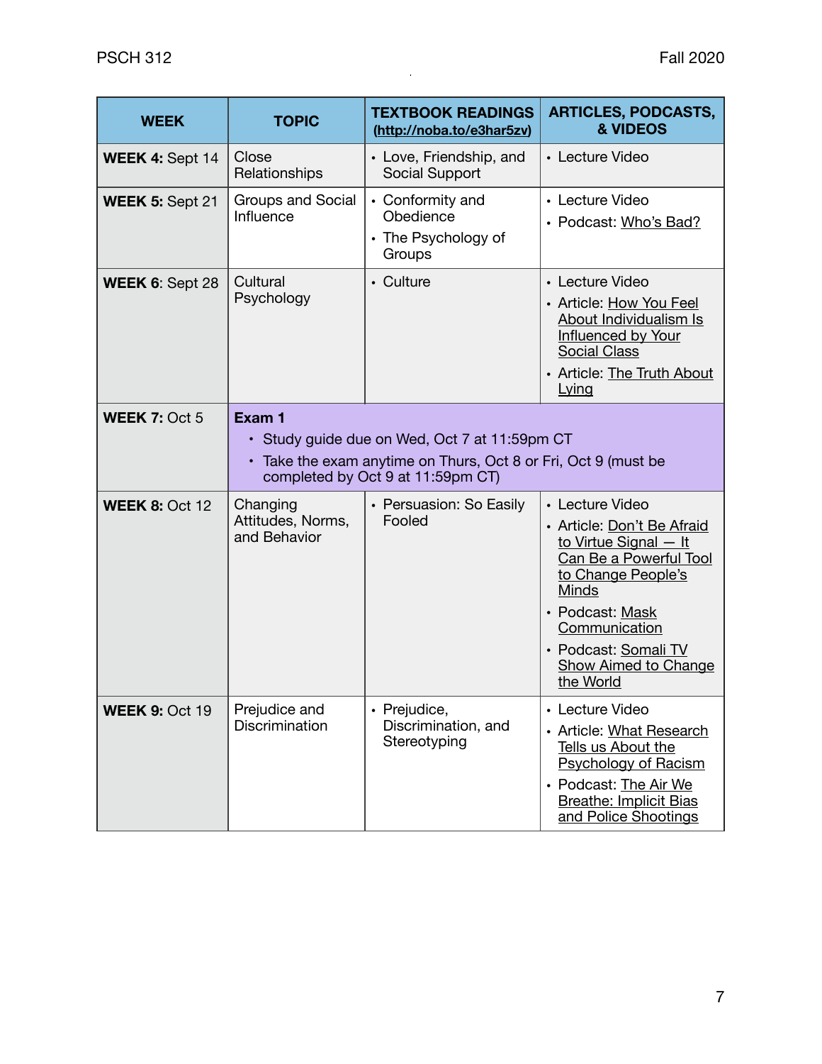| WEEK | TOPIC | TEXTBOOK READINGS (http://noba.to/e3har5zv) | ARTICLES, PODCASTS, & VIDEOS |
|---|---|---|---|
| **WEEK 4:** Sept 14 | Close Relationships | • Love, Friendship, and Social Support | • Lecture Video |
| **WEEK 5:** Sept 21 | Groups and Social Influence | • Conformity and Obedience<br>• The Psychology of Groups | • Lecture Video<br>• Podcast: Who's Bad? |
| **WEEK 6**: Sept 28 | Cultural Psychology | • Culture | • Lecture Video<br>• Article: How You Feel About Individualism Is Influenced by Your Social Class<br>• Article: The Truth About Lying |
| **WEEK 7:** Oct 5 | **Exam 1**<br>• Study guide due on Wed, Oct 7 at 11:59pm CT<br>• Take the exam anytime on Thurs, Oct 8 or Fri, Oct 9 (must be completed by Oct 9 at 11:59pm CT) | | |
| **WEEK 8:** Oct 12 | Changing Attitudes, Norms, and Behavior | • Persuasion: So Easily Fooled | • Lecture Video<br>• Article: Don't Be Afraid to Virtue Signal — It Can Be a Powerful Tool to Change People's Minds<br>• Podcast: Mask Communication<br>• Podcast: Somali TV Show Aimed to Change the World |
| **WEEK 9:** Oct 19 | Prejudice and Discrimination | • Prejudice, Discrimination, and Stereotyping | • Lecture Video<br>• Article: What Research Tells us About the Psychology of Racism<br>• Podcast: The Air We Breathe: Implicit Bias and Police Shootings |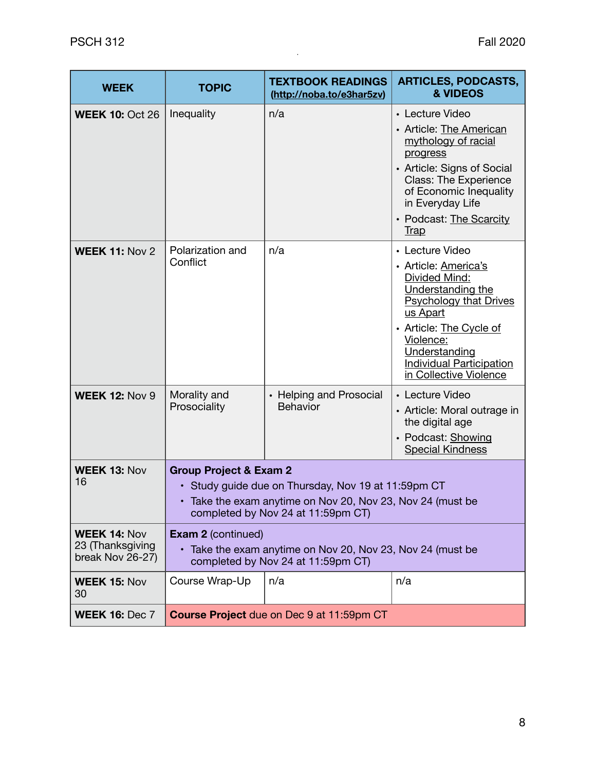| WEEK | TOPIC | TEXTBOOK READINGS (http://noba.to/e3har5zv) | ARTICLES, PODCASTS, & VIDEOS |
|---|---|---|---|
| **WEEK 10:** Oct 26 | Inequality | n/a | • Lecture Video<br>• Article: The American mythology of racial progress<br>• Article: Signs of Social Class: The Experience of Economic Inequality in Everyday Life<br>• Podcast: The Scarcity Trap |
| **WEEK 11:** Nov 2 | Polarization and Conflict | n/a | • Lecture Video<br>• Article: America's Divided Mind: Understanding the Psychology that Drives us Apart<br>• Article: The Cycle of Violence: Understanding Individual Participation in Collective Violence |
| **WEEK 12:** Nov 9 | Morality and Prosociality | • Helping and Prosocial Behavior | • Lecture Video<br>• Article: Moral outrage in the digital age<br>• Podcast: Showing Special Kindness |
| **WEEK 13:** Nov 16 | **Group Project & Exam 2**<br>• Study guide due on Thursday, Nov 19 at 11:59pm CT<br>• Take the exam anytime on Nov 20, Nov 23, Nov 24 (must be completed by Nov 24 at 11:59pm CT) | | |
| **WEEK 14:** Nov 23 (Thanksgiving break Nov 26-27) | **Exam 2** (continued)<br>• Take the exam anytime on Nov 20, Nov 23, Nov 24 (must be completed by Nov 24 at 11:59pm CT) | | |
| **WEEK 15:** Nov 30 | Course Wrap-Up | n/a | n/a |
| **WEEK 16:** Dec 7 | **Course Project** due on Dec 9 at 11:59pm CT | | |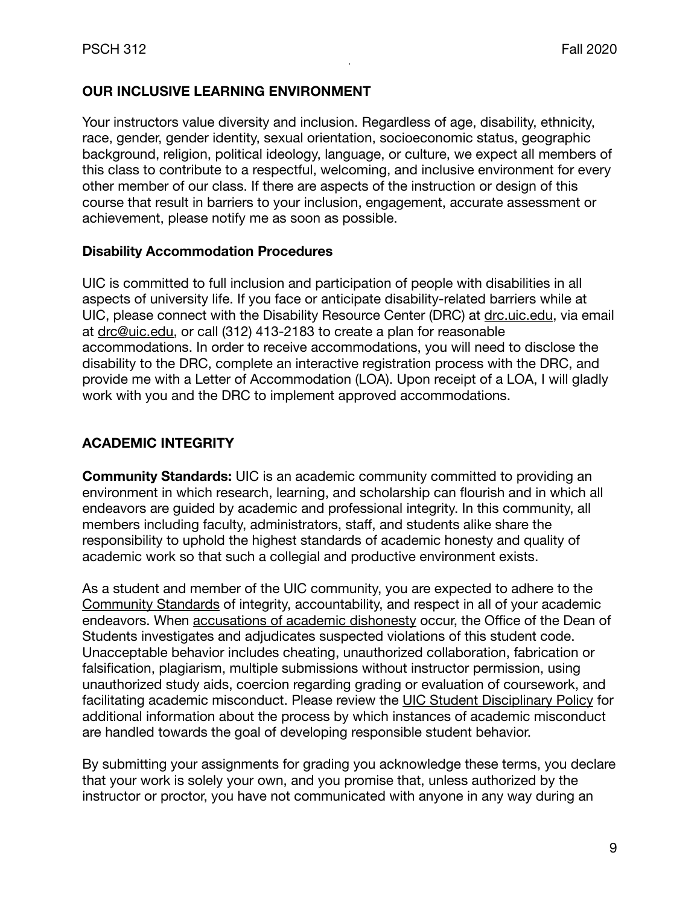## OUR INCLUSIVE LEARNING ENVIRONMENT

Your instructors value diversity and inclusion. Regardless of age, disability, ethnicity, race, gender, gender identity, sexual orientation, socioeconomic status, geographic background, religion, political ideology, language, or culture, we expect all members of this class to contribute to a respectful, welcoming, and inclusive environment for every other member of our class. If there are aspects of the instruction or design of this course that result in barriers to your inclusion, engagement, accurate assessment or achievement, please notify me as soon as possible.

### Disability Accommodation Procedures

UIC is committed to full inclusion and participation of people with disabilities in all aspects of university life. If you face or anticipate disability-related barriers while at UIC, please connect with the Disability Resource Center (DRC) at drc.uic.edu, via email at drc@uic.edu, or call (312) 413-2183 to create a plan for reasonable accommodations. In order to receive accommodations, you will need to disclose the disability to the DRC, complete an interactive registration process with the DRC, and provide me with a Letter of Accommodation (LOA). Upon receipt of a LOA, I will gladly work with you and the DRC to implement approved accommodations.

## ACADEMIC INTEGRITY

**Community Standards:** UIC is an academic community committed to providing an environment in which research, learning, and scholarship can flourish and in which all endeavors are guided by academic and professional integrity. In this community, all members including faculty, administrators, staff, and students alike share the responsibility to uphold the highest standards of academic honesty and quality of academic work so that such a collegial and productive environment exists.

As a student and member of the UIC community, you are expected to adhere to the Community Standards of integrity, accountability, and respect in all of your academic endeavors. When accusations of academic dishonesty occur, the Office of the Dean of Students investigates and adjudicates suspected violations of this student code. Unacceptable behavior includes cheating, unauthorized collaboration, fabrication or falsification, plagiarism, multiple submissions without instructor permission, using unauthorized study aids, coercion regarding grading or evaluation of coursework, and facilitating academic misconduct. Please review the UIC Student Disciplinary Policy for additional information about the process by which instances of academic misconduct are handled towards the goal of developing responsible student behavior.

By submitting your assignments for grading you acknowledge these terms, you declare that your work is solely your own, and you promise that, unless authorized by the instructor or proctor, you have not communicated with anyone in any way during an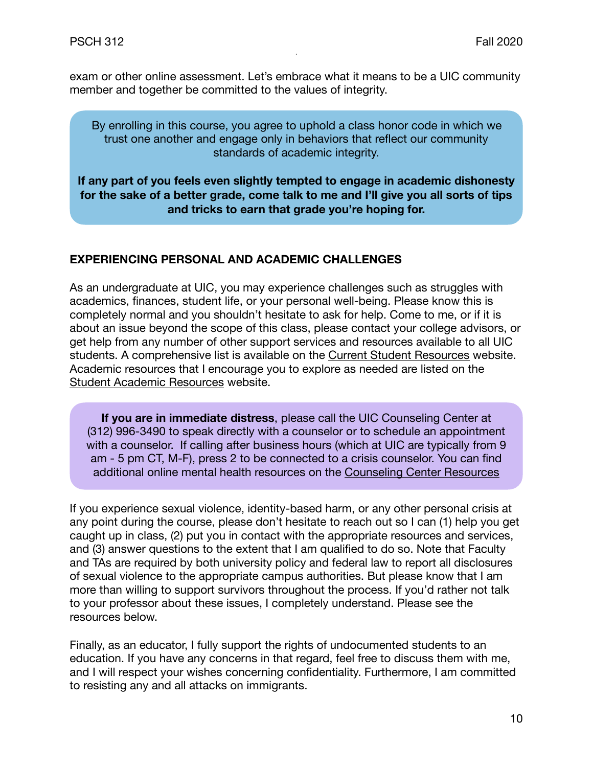exam or other online assessment. Let's embrace what it means to be a UIC community member and together be committed to the values of integrity.

By enrolling in this course, you agree to uphold a class honor code in which we trust one another and engage only in behaviors that reflect our community standards of academic integrity.

**If any part of you feels even slightly tempted to engage in academic dishonesty for the sake of a better grade, come talk to me and I'll give you all sorts of tips and tricks to earn that grade you're hoping for.**

## EXPERIENCING PERSONAL AND ACADEMIC CHALLENGES

As an undergraduate at UIC, you may experience challenges such as struggles with academics, finances, student life, or your personal well-being. Please know this is completely normal and you shouldn't hesitate to ask for help. Come to me, or if it is about an issue beyond the scope of this class, please contact your college advisors, or get help from any number of other support services and resources available to all UIC students. A comprehensive list is available on the Current Student Resources website. Academic resources that I encourage you to explore as needed are listed on the Student Academic Resources website.

**If you are in immediate distress**, please call the UIC Counseling Center at (312) 996-3490 to speak directly with a counselor or to schedule an appointment with a counselor. If calling after business hours (which at UIC are typically from 9 am - 5 pm CT, M-F), press 2 to be connected to a crisis counselor. You can find additional online mental health resources on the Counseling Center Resources

If you experience sexual violence, identity-based harm, or any other personal crisis at any point during the course, please don't hesitate to reach out so I can (1) help you get caught up in class, (2) put you in contact with the appropriate resources and services, and (3) answer questions to the extent that I am qualified to do so. Note that Faculty and TAs are required by both university policy and federal law to report all disclosures of sexual violence to the appropriate campus authorities. But please know that I am more than willing to support survivors throughout the process. If you'd rather not talk to your professor about these issues, I completely understand. Please see the resources below.

Finally, as an educator, I fully support the rights of undocumented students to an education. If you have any concerns in that regard, feel free to discuss them with me, and I will respect your wishes concerning confidentiality. Furthermore, I am committed to resisting any and all attacks on immigrants.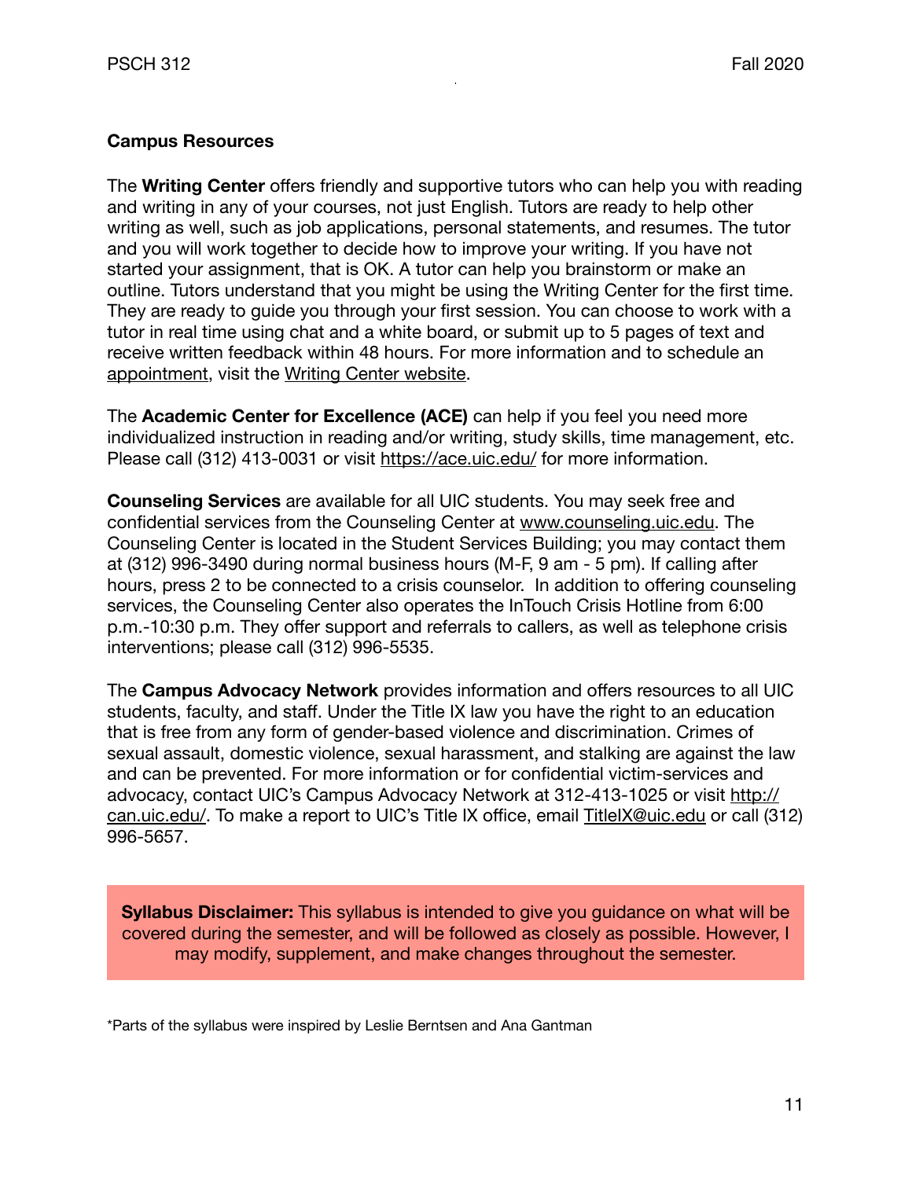## Campus Resources

The **Writing Center** offers friendly and supportive tutors who can help you with reading and writing in any of your courses, not just English. Tutors are ready to help other writing as well, such as job applications, personal statements, and resumes. The tutor and you will work together to decide how to improve your writing. If you have not started your assignment, that is OK. A tutor can help you brainstorm or make an outline. Tutors understand that you might be using the Writing Center for the first time. They are ready to guide you through your first session. You can choose to work with a tutor in real time using chat and a white board, or submit up to 5 pages of text and receive written feedback within 48 hours. For more information and to schedule an appointment, visit the Writing Center website.

The **Academic Center for Excellence (ACE)** can help if you feel you need more individualized instruction in reading and/or writing, study skills, time management, etc. Please call (312) 413-0031 or visit https://ace.uic.edu/ for more information.

**Counseling Services** are available for all UIC students. You may seek free and confidential services from the Counseling Center at www.counseling.uic.edu. The Counseling Center is located in the Student Services Building; you may contact them at (312) 996-3490 during normal business hours (M-F, 9 am - 5 pm). If calling after hours, press 2 to be connected to a crisis counselor. In addition to offering counseling services, the Counseling Center also operates the InTouch Crisis Hotline from 6:00 p.m.-10:30 p.m. They offer support and referrals to callers, as well as telephone crisis interventions; please call (312) 996-5535.

The **Campus Advocacy Network** provides information and offers resources to all UIC students, faculty, and staff. Under the Title IX law you have the right to an education that is free from any form of gender-based violence and discrimination. Crimes of sexual assault, domestic violence, sexual harassment, and stalking are against the law and can be prevented. For more information or for confidential victim-services and advocacy, contact UIC's Campus Advocacy Network at 312-413-1025 or visit http://can.uic.edu/. To make a report to UIC's Title IX office, email TitleIX@uic.edu or call (312) 996-5657.

**Syllabus Disclaimer:** This syllabus is intended to give you guidance on what will be covered during the semester, and will be followed as closely as possible. However, I may modify, supplement, and make changes throughout the semester.

*Parts of the syllabus were inspired by Leslie Berntsen and Ana Gantman